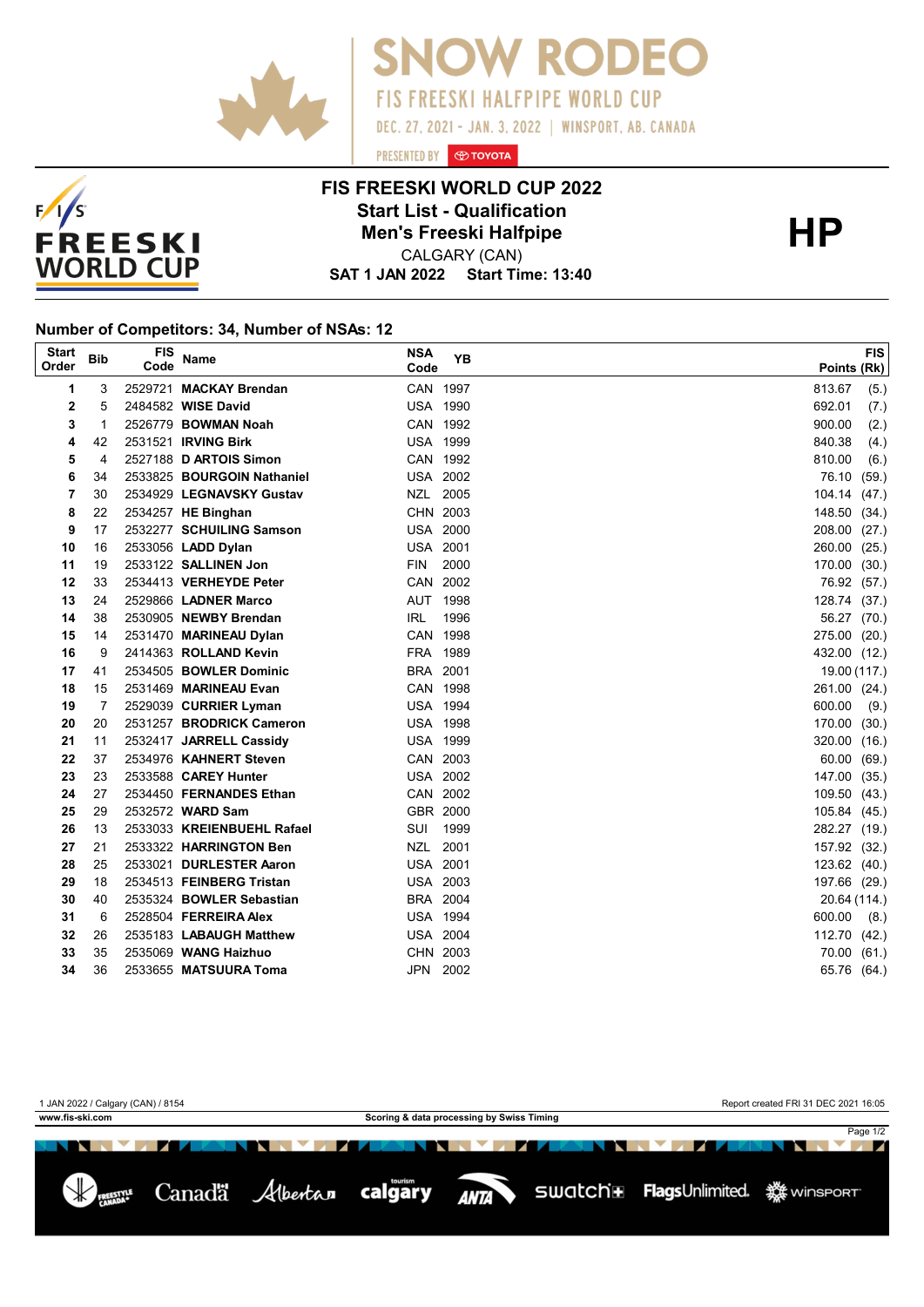# SNOW RODEO

FIS FREESKI HALFPIPE WORLD CUP

DEC. 27, 2021 - JAN. 3, 2022 | WINSPORT, AB, CANADA

PRESENTED BY TOYOTA

## FIS FREESKI WORLD CUP 2022
## Start List - Qualification
## Men's Freeski Halfpipe

CALGARY (CAN)

**SAT 1 JAN 2022 Start Time: 13:40**

**HP**

**Number of Competitors: 34, Number of NSAs: 12**

| Start Order | Bib | FIS Code | Name | NSA Code | YB | FIS Points | (Rk) |
|---|---|---|---|---|---|---|---|
| 1 | 3 | 2529721 | **MACKAY Brendan** | CAN | 1997 | 813.67 | (5.) |
| 2 | 5 | 2484582 | **WISE David** | USA | 1990 | 692.01 | (7.) |
| 3 | 1 | 2526779 | **BOWMAN Noah** | CAN | 1992 | 900.00 | (2.) |
| 4 | 42 | 2531521 | **IRVING Birk** | USA | 1999 | 840.38 | (4.) |
| 5 | 4 | 2527188 | **D ARTOIS Simon** | CAN | 1992 | 810.00 | (6.) |
| 6 | 34 | 2533825 | **BOURGOIN Nathaniel** | USA | 2002 | 76.10 | (59.) |
| 7 | 30 | 2534929 | **LEGNAVSKY Gustav** | NZL | 2005 | 104.14 | (47.) |
| 8 | 22 | 2534257 | **HE Binghan** | CHN | 2003 | 148.50 | (34.) |
| 9 | 17 | 2532277 | **SCHUILING Samson** | USA | 2000 | 208.00 | (27.) |
| 10 | 16 | 2533056 | **LADD Dylan** | USA | 2001 | 260.00 | (25.) |
| 11 | 19 | 2533122 | **SALLINEN Jon** | FIN | 2000 | 170.00 | (30.) |
| 12 | 33 | 2534413 | **VERHEYDE Peter** | CAN | 2002 | 76.92 | (57.) |
| 13 | 24 | 2529866 | **LADNER Marco** | AUT | 1998 | 128.74 | (37.) |
| 14 | 38 | 2530905 | **NEWBY Brendan** | IRL | 1996 | 56.27 | (70.) |
| 15 | 14 | 2531470 | **MARINEAU Dylan** | CAN | 1998 | 275.00 | (20.) |
| 16 | 9 | 2414363 | **ROLLAND Kevin** | FRA | 1989 | 432.00 | (12.) |
| 17 | 41 | 2534505 | **BOWLER Dominic** | BRA | 2001 | 19.00 | (117.) |
| 18 | 15 | 2531469 | **MARINEAU Evan** | CAN | 1998 | 261.00 | (24.) |
| 19 | 7 | 2529039 | **CURRIER Lyman** | USA | 1994 | 600.00 | (9.) |
| 20 | 20 | 2531257 | **BRODRICK Cameron** | USA | 1998 | 170.00 | (30.) |
| 21 | 11 | 2532417 | **JARRELL Cassidy** | USA | 1999 | 320.00 | (16.) |
| 22 | 37 | 2534976 | **KAHNERT Steven** | CAN | 2003 | 60.00 | (69.) |
| 23 | 23 | 2533588 | **CAREY Hunter** | USA | 2002 | 147.00 | (35.) |
| 24 | 27 | 2534450 | **FERNANDES Ethan** | CAN | 2002 | 109.50 | (43.) |
| 25 | 29 | 2532572 | **WARD Sam** | GBR | 2000 | 105.84 | (45.) |
| 26 | 13 | 2533033 | **KREIENBUEHL Rafael** | SUI | 1999 | 282.27 | (19.) |
| 27 | 21 | 2533322 | **HARRINGTON Ben** | NZL | 2001 | 157.92 | (32.) |
| 28 | 25 | 2533021 | **DURLESTER Aaron** | USA | 2001 | 123.62 | (40.) |
| 29 | 18 | 2534513 | **FEINBERG Tristan** | USA | 2003 | 197.66 | (29.) |
| 30 | 40 | 2535324 | **BOWLER Sebastian** | BRA | 2004 | 20.64 | (114.) |
| 31 | 6 | 2528504 | **FERREIRA Alex** | USA | 1994 | 600.00 | (8.) |
| 32 | 26 | 2535183 | **LABAUGH Matthew** | USA | 2004 | 112.70 | (42.) |
| 33 | 35 | 2535069 | **WANG Haizhuo** | CHN | 2003 | 70.00 | (61.) |
| 34 | 36 | 2533655 | **MATSUURA Toma** | JPN | 2002 | 65.76 | (64.) |

1 JAN 2022 / Calgary (CAN) / 8154

Report created FRI 31 DEC 2021 16:05

www.fis-ski.com

Scoring & data processing by Swiss Timing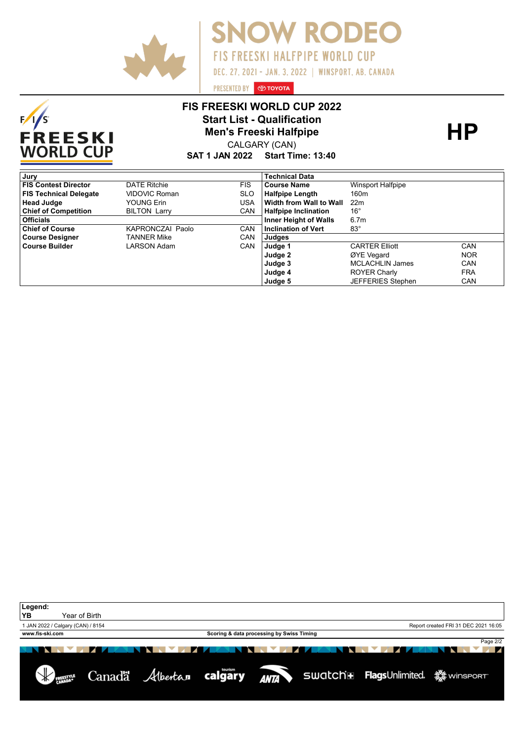# SNOW RODEO

FIS FREESKI HALFPIPE WORLD CUP

DEC. 27, 2021 - JAN. 3, 2022 | WINSPORT, AB, CANADA

PRESENTED BY TOYOTA

## FIS FREESKI WORLD CUP 2022

### Start List - Qualification

### Men's Freeski Halfpipe

CALGARY (CAN)

**SAT 1 JAN 2022 Start Time: 13:40**

**HP**

| Jury | | | Technical Data | | |
|---|---|---|---|---|---|
| **FIS Contest Director** | DATE Ritchie | FIS | **Course Name** | Winsport Halfpipe | |
| **FIS Technical Delegate** | VIDOVIC Roman | SLO | **Halfpipe Length** | 160m | |
| **Head Judge** | YOUNG Erin | USA | **Width from Wall to Wall** | 22m | |
| **Chief of Competition** | BILTON Larry | CAN | **Halfpipe Inclination** | 16° | |
| **Officials** | | | **Inner Height of Walls** | 6.7m | |
| **Chief of Course** | KAPRONCZAI Paolo | CAN | **Inclination of Vert** | 83° | |
| **Course Designer** | TANNER Mike | CAN | **Judges** | | |
| **Course Builder** | LARSON Adam | CAN | **Judge 1** | CARTER Elliott | CAN |
| | | | **Judge 2** | ØYE Vegard | NOR |
| | | | **Judge 3** | MCLACHLIN James | CAN |
| | | | **Judge 4** | ROYER Charly | FRA |
| | | | **Judge 5** | JEFFERIES Stephen | CAN |

**Legend:**

**YB** Year of Birth

1 JAN 2022 / Calgary (CAN) / 8154

Report created FRI 31 DEC 2021 16:05

www.fis-ski.com

Scoring & data processing by Swiss Timing